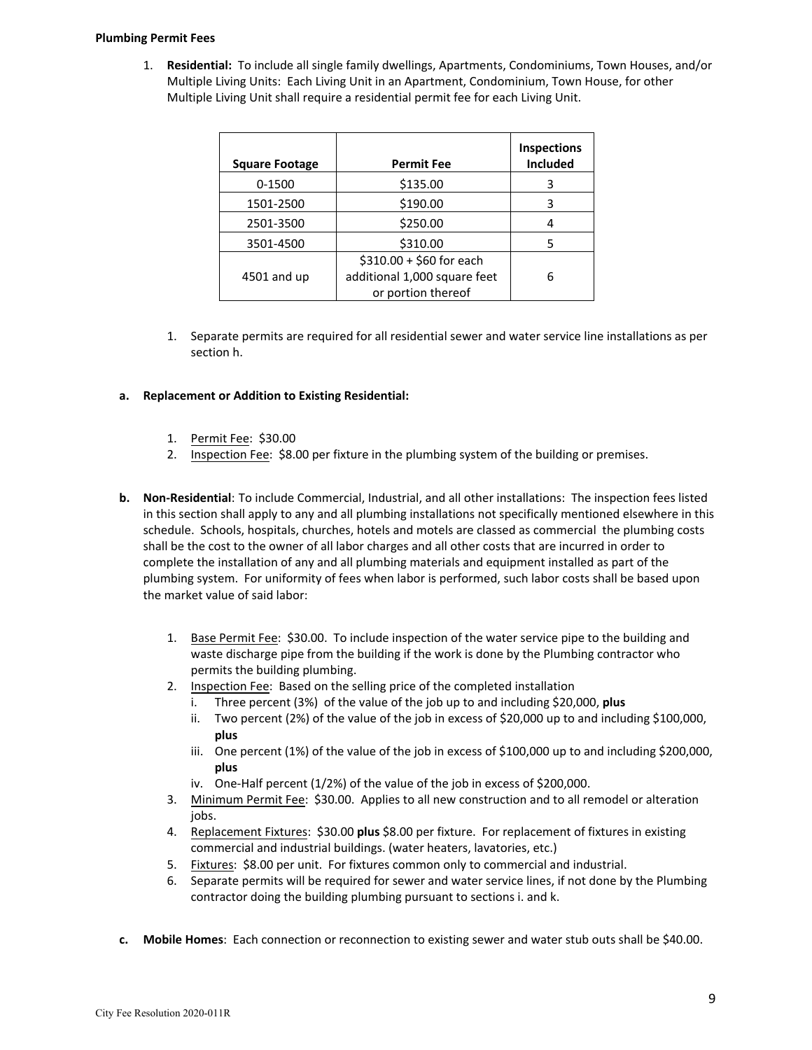**Plumbing Permit Fees**

1. **Residential:** To include all single family dwellings, Apartments, Condominiums, Town Houses, and/or Multiple Living Units: Each Living Unit in an Apartment, Condominium, Town House, for other Multiple Living Unit shall require a residential permit fee for each Living Unit.

| Square Footage | Permit Fee | Inspections Included |
|---|---|---|
| 0-1500 | $135.00 | 3 |
| 1501-2500 | $190.00 | 3 |
| 2501-3500 | $250.00 | 4 |
| 3501-4500 | $310.00 | 5 |
| 4501 and up | $310.00 + $60 for each additional 1,000 square feet or portion thereof | 6 |

1. Separate permits are required for all residential sewer and water service line installations as per section h.

**a. Replacement or Addition to Existing Residential:**

1. Permit Fee: $30.00
2. Inspection Fee: $8.00 per fixture in the plumbing system of the building or premises.

**b. Non-Residential**: To include Commercial, Industrial, and all other installations: The inspection fees listed in this section shall apply to any and all plumbing installations not specifically mentioned elsewhere in this schedule. Schools, hospitals, churches, hotels and motels are classed as commercial the plumbing costs shall be the cost to the owner of all labor charges and all other costs that are incurred in order to complete the installation of any and all plumbing materials and equipment installed as part of the plumbing system. For uniformity of fees when labor is performed, such labor costs shall be based upon the market value of said labor:

1. Base Permit Fee: $30.00. To include inspection of the water service pipe to the building and waste discharge pipe from the building if the work is done by the Plumbing contractor who permits the building plumbing.
2. Inspection Fee: Based on the selling price of the completed installation
   i. Three percent (3%) of the value of the job up to and including $20,000, **plus**
   ii. Two percent (2%) of the value of the job in excess of $20,000 up to and including $100,000, **plus**
   iii. One percent (1%) of the value of the job in excess of $100,000 up to and including $200,000, **plus**
   iv. One-Half percent (1/2%) of the value of the job in excess of $200,000.
3. Minimum Permit Fee: $30.00. Applies to all new construction and to all remodel or alteration jobs.
4. Replacement Fixtures: $30.00 **plus** $8.00 per fixture. For replacement of fixtures in existing commercial and industrial buildings. (water heaters, lavatories, etc.)
5. Fixtures: $8.00 per unit. For fixtures common only to commercial and industrial.
6. Separate permits will be required for sewer and water service lines, if not done by the Plumbing contractor doing the building plumbing pursuant to sections i. and k.

**c. Mobile Homes**: Each connection or reconnection to existing sewer and water stub outs shall be $40.00.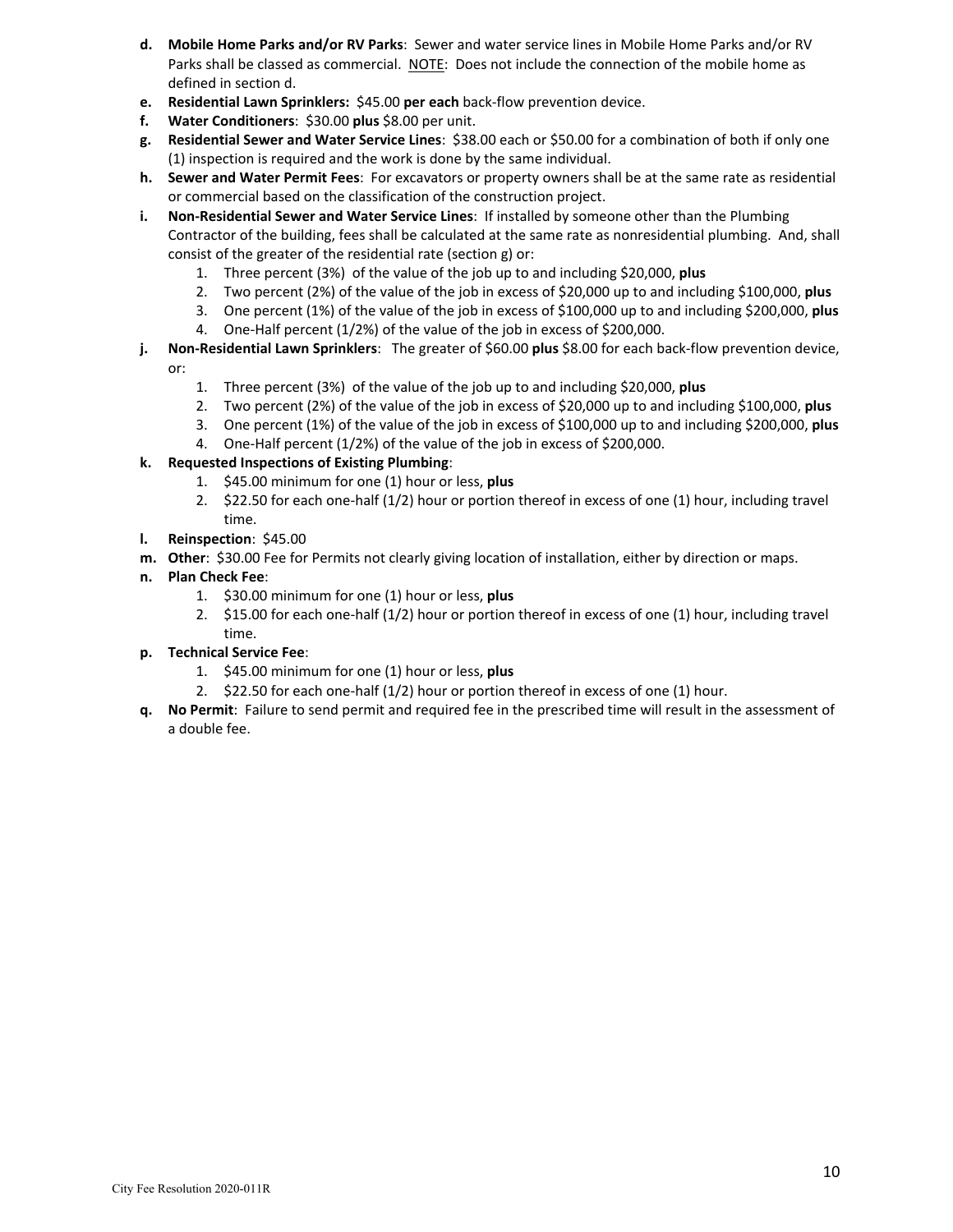- **d. Mobile Home Parks and/or RV Parks**: Sewer and water service lines in Mobile Home Parks and/or RV Parks shall be classed as commercial. NOTE: Does not include the connection of the mobile home as defined in section d.
- **e. Residential Lawn Sprinklers:** $45.00 **per each** back-flow prevention device.
- **f. Water Conditioners**: $30.00 **plus** $8.00 per unit.
- **g. Residential Sewer and Water Service Lines**: $38.00 each or $50.00 for a combination of both if only one (1) inspection is required and the work is done by the same individual.
- **h. Sewer and Water Permit Fees**: For excavators or property owners shall be at the same rate as residential or commercial based on the classification of the construction project.
- **i. Non-Residential Sewer and Water Service Lines**: If installed by someone other than the Plumbing Contractor of the building, fees shall be calculated at the same rate as nonresidential plumbing. And, shall consist of the greater of the residential rate (section g) or:
  1. Three percent (3%) of the value of the job up to and including $20,000, **plus**
  2. Two percent (2%) of the value of the job in excess of $20,000 up to and including $100,000, **plus**
  3. One percent (1%) of the value of the job in excess of $100,000 up to and including $200,000, **plus**
  4. One-Half percent (1/2%) of the value of the job in excess of $200,000.
- **j. Non-Residential Lawn Sprinklers**: The greater of $60.00 **plus** $8.00 for each back-flow prevention device, or:
  1. Three percent (3%) of the value of the job up to and including $20,000, **plus**
  2. Two percent (2%) of the value of the job in excess of $20,000 up to and including $100,000, **plus**
  3. One percent (1%) of the value of the job in excess of $100,000 up to and including $200,000, **plus**
  4. One-Half percent (1/2%) of the value of the job in excess of $200,000.
- **k. Requested Inspections of Existing Plumbing**:
  1. $45.00 minimum for one (1) hour or less, **plus**
  2. $22.50 for each one-half (1/2) hour or portion thereof in excess of one (1) hour, including travel time.
- **l. Reinspection**: $45.00
- **m. Other**: $30.00 Fee for Permits not clearly giving location of installation, either by direction or maps.
- **n. Plan Check Fee**:
  1. $30.00 minimum for one (1) hour or less, **plus**
  2. $15.00 for each one-half (1/2) hour or portion thereof in excess of one (1) hour, including travel time.
- **p. Technical Service Fee**:
  1. $45.00 minimum for one (1) hour or less, **plus**
  2. $22.50 for each one-half (1/2) hour or portion thereof in excess of one (1) hour.
- **q. No Permit**: Failure to send permit and required fee in the prescribed time will result in the assessment of a double fee.